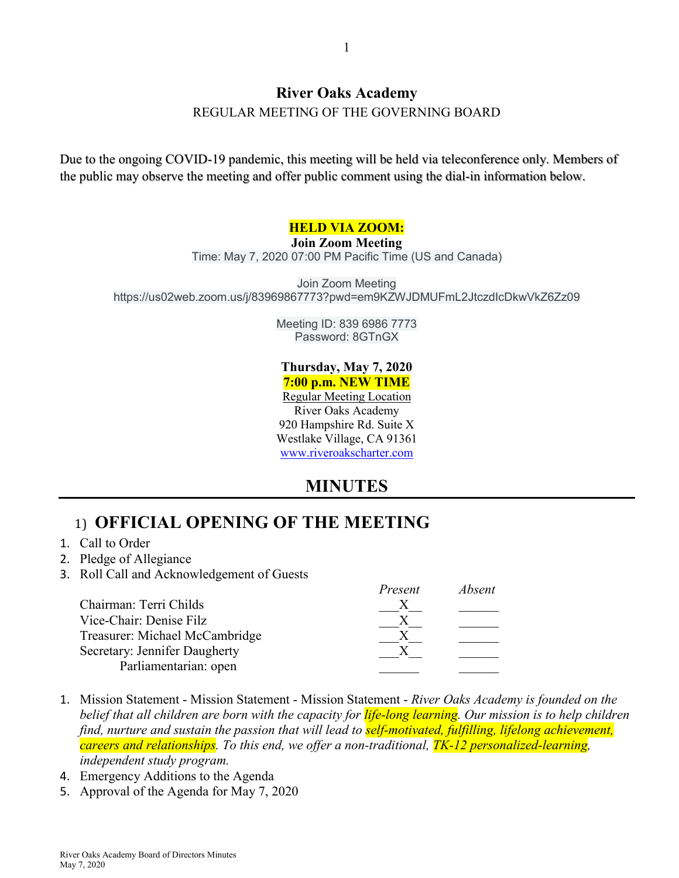## River Oaks Academy

REGULAR MEETING OF THE GOVERNING BOARD

Due to the ongoing COVID-19 pandemic, this meeting will be held via teleconference only. Members of the public may observe the meeting and offer public comment using the dial-in information below.

**HELD VIA ZOOM:**

**Join Zoom Meeting**

Time: May 7, 2020 07:00 PM Pacific Time (US and Canada)

Join Zoom Meeting

https://us02web.zoom.us/j/83969867773?pwd=em9KZWJDMUFmL2JtczdIcDkwVkZ6Zz09

Meeting ID: 839 6986 7773

Password: 8GTnGX

**Thursday, May 7, 2020**

**7:00 p.m. NEW TIME**

Regular Meeting Location

River Oaks Academy

920 Hampshire Rd. Suite X

Westlake Village, CA 91361

www.riveroakscharter.com

# MINUTES

## 1) OFFICIAL OPENING OF THE MEETING

1. Call to Order
2. Pledge of Allegiance
3. Roll Call and Acknowledgement of Guests

| | *Present* | *Absent* |
|---|---|---|
| Chairman: Terri Childs | X | |
| Vice-Chair: Denise Filz | X | |
| Treasurer: Michael McCambridge | X | |
| Secretary: Jennifer Daugherty | X | |
| Parliamentarian: open | | |

1. Mission Statement - Mission Statement - Mission Statement - *River Oaks Academy is founded on the belief that all children are born with the capacity for life-long learning. Our mission is to help children find, nurture and sustain the passion that will lead to self-motivated, fulfilling, lifelong achievement, careers and relationships. To this end, we offer a non-traditional, TK-12 personalized-learning, independent study program.*
4. Emergency Additions to the Agenda
5. Approval of the Agenda for May 7, 2020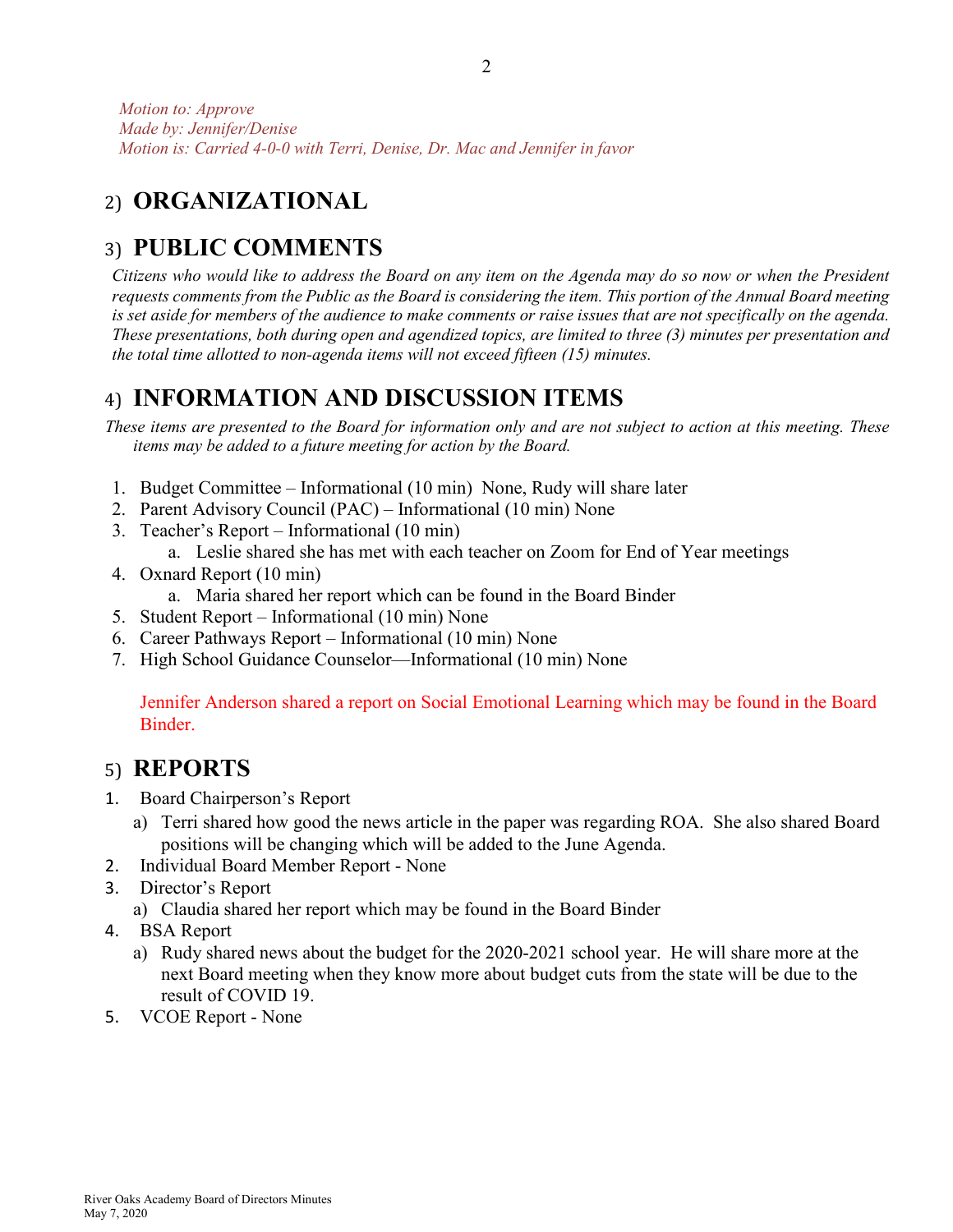*Motion to: Approve*
*Made by: Jennifer/Denise*
*Motion is: Carried 4-0-0 with Terri, Denise, Dr. Mac and Jennifer in favor*

## 2) ORGANIZATIONAL

## 3) PUBLIC COMMENTS

*Citizens who would like to address the Board on any item on the Agenda may do so now or when the President requests comments from the Public as the Board is considering the item. This portion of the Annual Board meeting is set aside for members of the audience to make comments or raise issues that are not specifically on the agenda. These presentations, both during open and agendized topics, are limited to three (3) minutes per presentation and the total time allotted to non-agenda items will not exceed fifteen (15) minutes.*

## 4) INFORMATION AND DISCUSSION ITEMS

*These items are presented to the Board for information only and are not subject to action at this meeting. These items may be added to a future meeting for action by the Board.*

1. Budget Committee – Informational (10 min) None, Rudy will share later
2. Parent Advisory Council (PAC) – Informational (10 min) None
3. Teacher's Report – Informational (10 min)
   a. Leslie shared she has met with each teacher on Zoom for End of Year meetings
4. Oxnard Report (10 min)
   a. Maria shared her report which can be found in the Board Binder
5. Student Report – Informational (10 min) None
6. Career Pathways Report – Informational (10 min) None
7. High School Guidance Counselor—Informational (10 min) None

Jennifer Anderson shared a report on Social Emotional Learning which may be found in the Board Binder.

## 5) REPORTS

1. Board Chairperson's Report
   a) Terri shared how good the news article in the paper was regarding ROA. She also shared Board positions will be changing which will be added to the June Agenda.
2. Individual Board Member Report - None
3. Director's Report
   a) Claudia shared her report which may be found in the Board Binder
4. BSA Report
   a) Rudy shared news about the budget for the 2020-2021 school year. He will share more at the next Board meeting when they know more about budget cuts from the state will be due to the result of COVID 19.
5. VCOE Report - None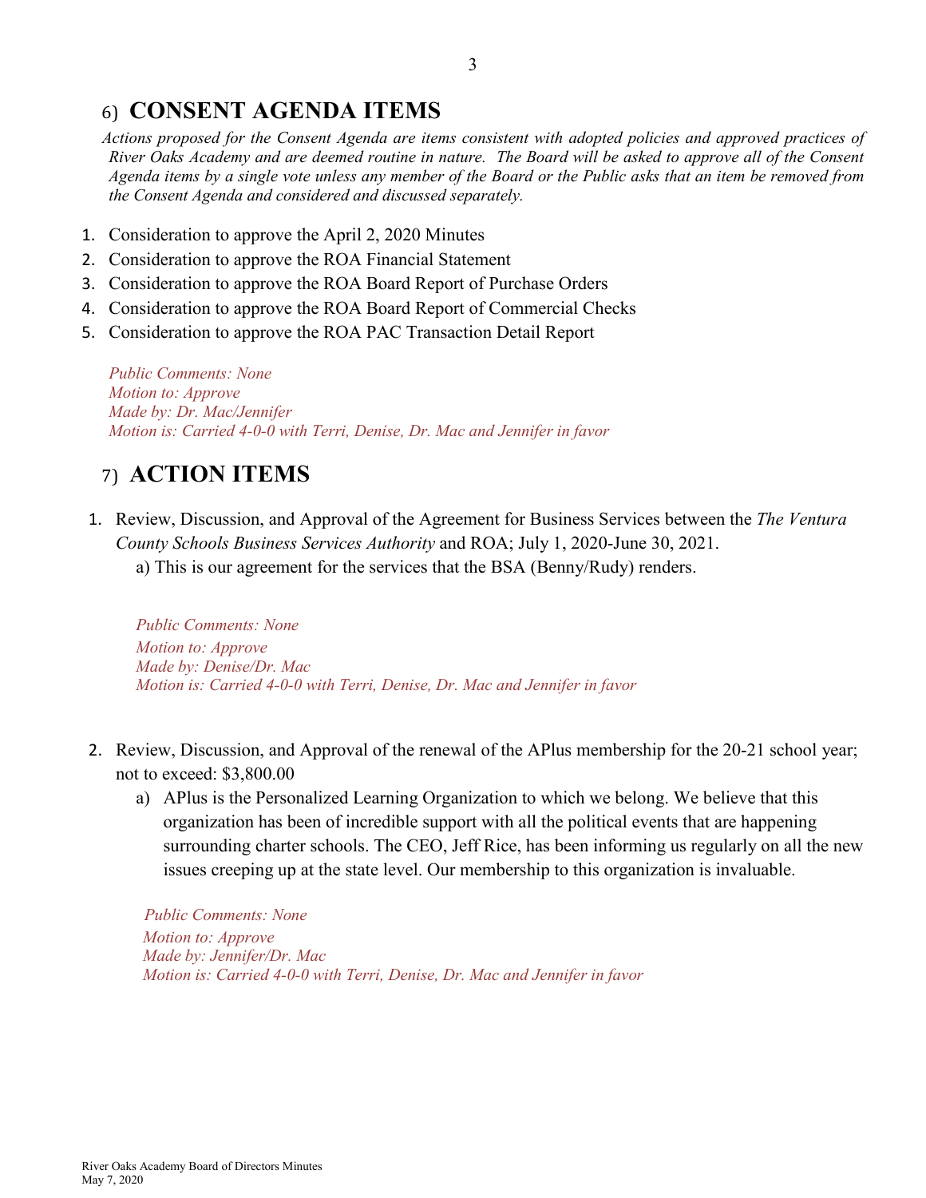## 6) CONSENT AGENDA ITEMS

*Actions proposed for the Consent Agenda are items consistent with adopted policies and approved practices of River Oaks Academy and are deemed routine in nature. The Board will be asked to approve all of the Consent Agenda items by a single vote unless any member of the Board or the Public asks that an item be removed from the Consent Agenda and considered and discussed separately.*

1. Consideration to approve the April 2, 2020 Minutes
2. Consideration to approve the ROA Financial Statement
3. Consideration to approve the ROA Board Report of Purchase Orders
4. Consideration to approve the ROA Board Report of Commercial Checks
5. Consideration to approve the ROA PAC Transaction Detail Report

*Public Comments: None*
*Motion to: Approve*
*Made by: Dr. Mac/Jennifer*
*Motion is: Carried 4-0-0 with Terri, Denise, Dr. Mac and Jennifer in favor*

## 7) ACTION ITEMS

1. Review, Discussion, and Approval of the Agreement for Business Services between the *The Ventura County Schools Business Services Authority* and ROA; July 1, 2020-June 30, 2021.
   a) This is our agreement for the services that the BSA (Benny/Rudy) renders.

   *Public Comments: None*
   *Motion to: Approve*
   *Made by: Denise/Dr. Mac*
   *Motion is: Carried 4-0-0 with Terri, Denise, Dr. Mac and Jennifer in favor*

2. Review, Discussion, and Approval of the renewal of the APlus membership for the 20-21 school year; not to exceed: $3,800.00
   a) APlus is the Personalized Learning Organization to which we belong. We believe that this organization has been of incredible support with all the political events that are happening surrounding charter schools. The CEO, Jeff Rice, has been informing us regularly on all the new issues creeping up at the state level. Our membership to this organization is invaluable.

   *Public Comments: None*
   *Motion to: Approve*
   *Made by: Jennifer/Dr. Mac*
   *Motion is: Carried 4-0-0 with Terri, Denise, Dr. Mac and Jennifer in favor*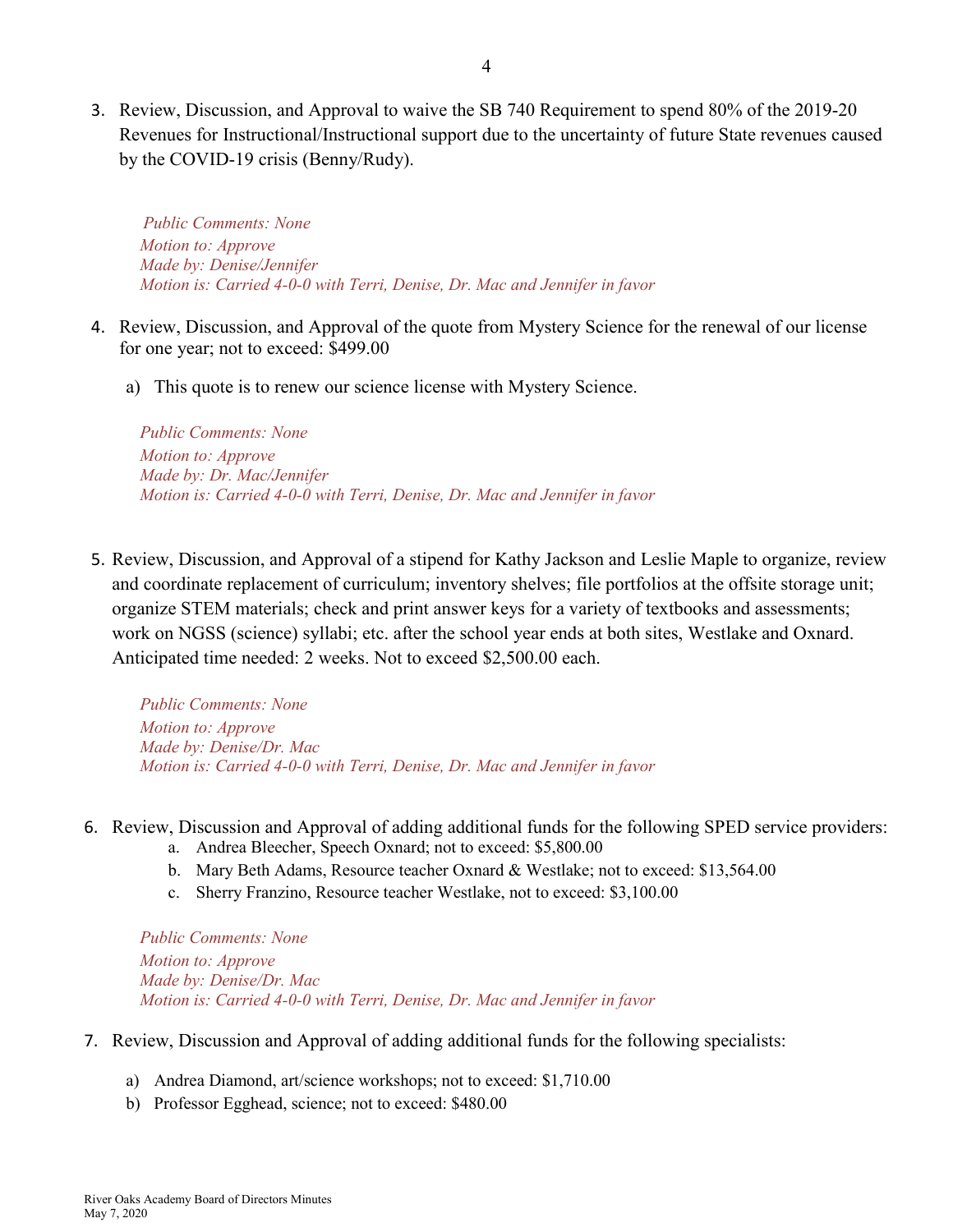3. Review, Discussion, and Approval to waive the SB 740 Requirement to spend 80% of the 2019-20 Revenues for Instructional/Instructional support due to the uncertainty of future State revenues caused by the COVID-19 crisis (Benny/Rudy).

   *Public Comments: None*
   *Motion to: Approve*
   *Made by: Denise/Jennifer*
   *Motion is: Carried 4-0-0 with Terri, Denise, Dr. Mac and Jennifer in favor*

4. Review, Discussion, and Approval of the quote from Mystery Science for the renewal of our license for one year; not to exceed: $499.00

   a) This quote is to renew our science license with Mystery Science.

   *Public Comments: None*
   *Motion to: Approve*
   *Made by: Dr. Mac/Jennifer*
   *Motion is: Carried 4-0-0 with Terri, Denise, Dr. Mac and Jennifer in favor*

5. Review, Discussion, and Approval of a stipend for Kathy Jackson and Leslie Maple to organize, review and coordinate replacement of curriculum; inventory shelves; file portfolios at the offsite storage unit; organize STEM materials; check and print answer keys for a variety of textbooks and assessments; work on NGSS (science) syllabi; etc. after the school year ends at both sites, Westlake and Oxnard. Anticipated time needed: 2 weeks. Not to exceed $2,500.00 each.

   *Public Comments: None*
   *Motion to: Approve*
   *Made by: Denise/Dr. Mac*
   *Motion is: Carried 4-0-0 with Terri, Denise, Dr. Mac and Jennifer in favor*

6. Review, Discussion and Approval of adding additional funds for the following SPED service providers:
   a. Andrea Bleecher, Speech Oxnard; not to exceed: $5,800.00
   b. Mary Beth Adams, Resource teacher Oxnard & Westlake; not to exceed: $13,564.00
   c. Sherry Franzino, Resource teacher Westlake, not to exceed: $3,100.00

   *Public Comments: None*
   *Motion to: Approve*
   *Made by: Denise/Dr. Mac*
   *Motion is: Carried 4-0-0 with Terri, Denise, Dr. Mac and Jennifer in favor*

7. Review, Discussion and Approval of adding additional funds for the following specialists:

   a) Andrea Diamond, art/science workshops; not to exceed: $1,710.00
   b) Professor Egghead, science; not to exceed: $480.00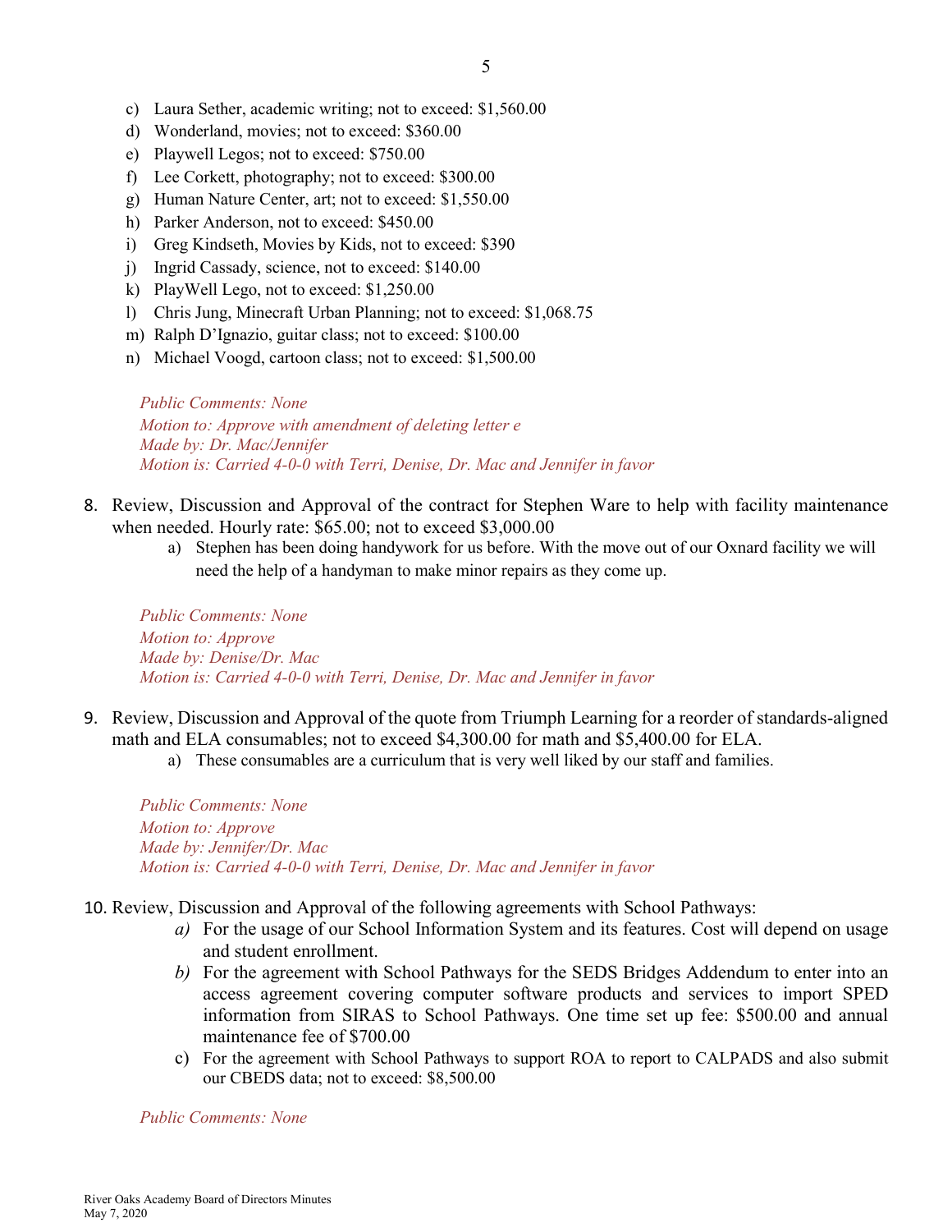c) Laura Sether, academic writing; not to exceed: $1,560.00
d) Wonderland, movies; not to exceed: $360.00
e) Playwell Legos; not to exceed: $750.00
f) Lee Corkett, photography; not to exceed: $300.00
g) Human Nature Center, art; not to exceed: $1,550.00
h) Parker Anderson, not to exceed: $450.00
i) Greg Kindseth, Movies by Kids, not to exceed: $390
j) Ingrid Cassady, science, not to exceed: $140.00
k) PlayWell Lego, not to exceed: $1,250.00
l) Chris Jung, Minecraft Urban Planning; not to exceed: $1,068.75
m) Ralph D'Ignazio, guitar class; not to exceed: $100.00
n) Michael Voogd, cartoon class; not to exceed: $1,500.00

*Public Comments: None*
*Motion to: Approve with amendment of deleting letter e*
*Made by: Dr. Mac/Jennifer*
*Motion is: Carried 4-0-0 with Terri, Denise, Dr. Mac and Jennifer in favor*

8. Review, Discussion and Approval of the contract for Stephen Ware to help with facility maintenance when needed. Hourly rate: $65.00; not to exceed $3,000.00
   a) Stephen has been doing handywork for us before. With the move out of our Oxnard facility we will need the help of a handyman to make minor repairs as they come up.

*Public Comments: None*
*Motion to: Approve*
*Made by: Denise/Dr. Mac*
*Motion is: Carried 4-0-0 with Terri, Denise, Dr. Mac and Jennifer in favor*

9. Review, Discussion and Approval of the quote from Triumph Learning for a reorder of standards-aligned math and ELA consumables; not to exceed $4,300.00 for math and $5,400.00 for ELA.
   a) These consumables are a curriculum that is very well liked by our staff and families.

*Public Comments: None*
*Motion to: Approve*
*Made by: Jennifer/Dr. Mac*
*Motion is: Carried 4-0-0 with Terri, Denise, Dr. Mac and Jennifer in favor*

10. Review, Discussion and Approval of the following agreements with School Pathways:
    *a)* For the usage of our School Information System and its features. Cost will depend on usage and student enrollment.
    *b)* For the agreement with School Pathways for the SEDS Bridges Addendum to enter into an access agreement covering computer software products and services to import SPED information from SIRAS to School Pathways. One time set up fee: $500.00 and annual maintenance fee of $700.00
    c) For the agreement with School Pathways to support ROA to report to CALPADS and also submit our CBEDS data; not to exceed: $8,500.00

*Public Comments: None*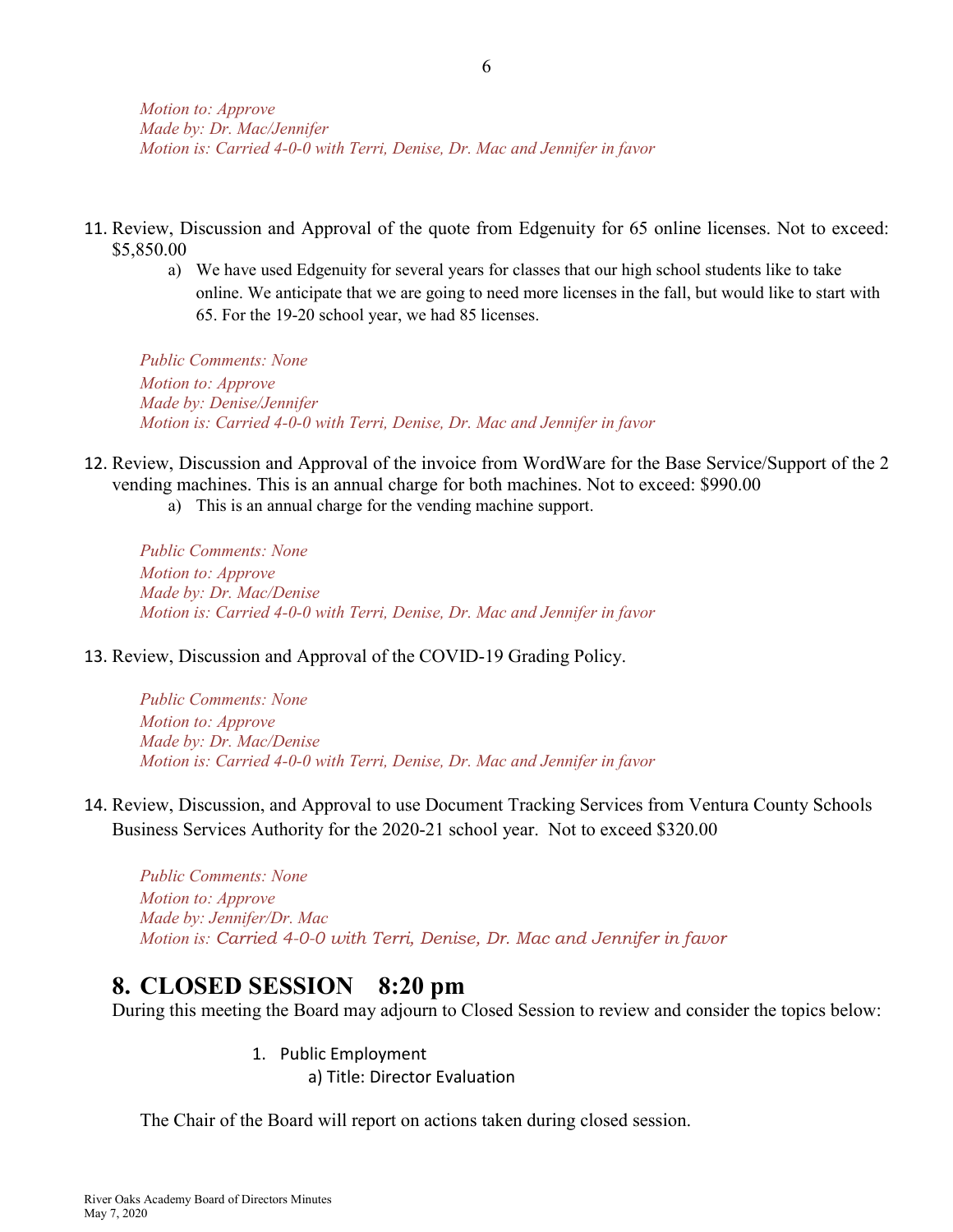*Motion to: Approve*
*Made by: Dr. Mac/Jennifer*
*Motion is: Carried 4-0-0 with Terri, Denise, Dr. Mac and Jennifer in favor*

11. Review, Discussion and Approval of the quote from Edgenuity for 65 online licenses. Not to exceed: $5,850.00
    a) We have used Edgenuity for several years for classes that our high school students like to take online. We anticipate that we are going to need more licenses in the fall, but would like to start with 65. For the 19-20 school year, we had 85 licenses.

    *Public Comments: None*
    *Motion to: Approve*
    *Made by: Denise/Jennifer*
    *Motion is: Carried 4-0-0 with Terri, Denise, Dr. Mac and Jennifer in favor*

12. Review, Discussion and Approval of the invoice from WordWare for the Base Service/Support of the 2 vending machines. This is an annual charge for both machines. Not to exceed: $990.00
    a) This is an annual charge for the vending machine support.

    *Public Comments: None*
    *Motion to: Approve*
    *Made by: Dr. Mac/Denise*
    *Motion is: Carried 4-0-0 with Terri, Denise, Dr. Mac and Jennifer in favor*

13. Review, Discussion and Approval of the COVID-19 Grading Policy.

    *Public Comments: None*
    *Motion to: Approve*
    *Made by: Dr. Mac/Denise*
    *Motion is: Carried 4-0-0 with Terri, Denise, Dr. Mac and Jennifer in favor*

14. Review, Discussion, and Approval to use Document Tracking Services from Ventura County Schools Business Services Authority for the 2020-21 school year. Not to exceed $320.00

    *Public Comments: None*
    *Motion to: Approve*
    *Made by: Jennifer/Dr. Mac*
    *Motion is: Carried 4-0-0 with Terri, Denise, Dr. Mac and Jennifer in favor*

# 8. CLOSED SESSION 8:20 pm

During this meeting the Board may adjourn to Closed Session to review and consider the topics below:

1. Public Employment
   a) Title: Director Evaluation

The Chair of the Board will report on actions taken during closed session.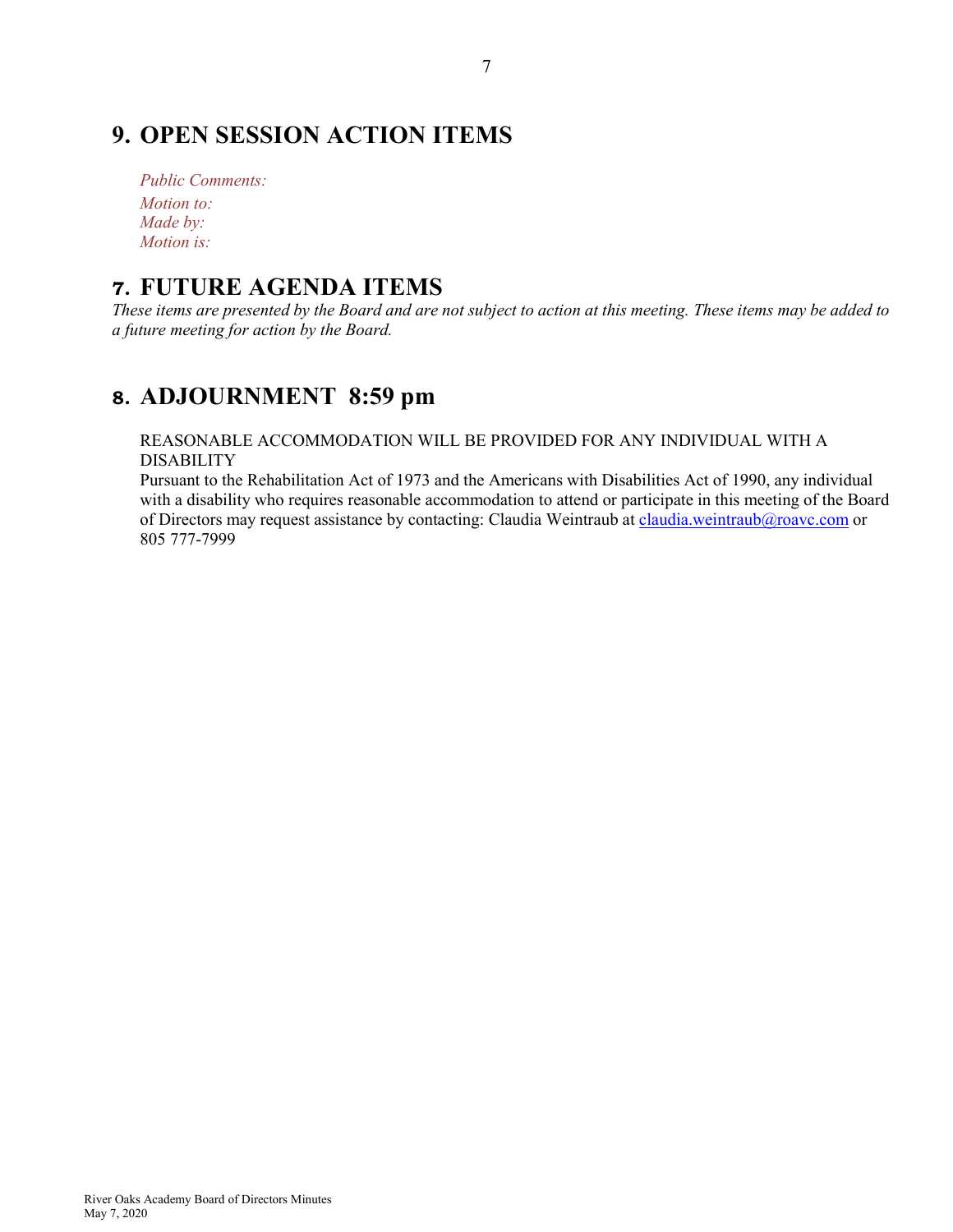## 9. OPEN SESSION ACTION ITEMS

*Public Comments:*

*Motion to:*
*Made by:*
*Motion is:*

## 7. FUTURE AGENDA ITEMS

*These items are presented by the Board and are not subject to action at this meeting. These items may be added to a future meeting for action by the Board.*

## 8. ADJOURNMENT 8:59 pm

REASONABLE ACCOMMODATION WILL BE PROVIDED FOR ANY INDIVIDUAL WITH A DISABILITY
Pursuant to the Rehabilitation Act of 1973 and the Americans with Disabilities Act of 1990, any individual with a disability who requires reasonable accommodation to attend or participate in this meeting of the Board of Directors may request assistance by contacting: Claudia Weintraub at claudia.weintraub@roavc.com or 805 777-7999